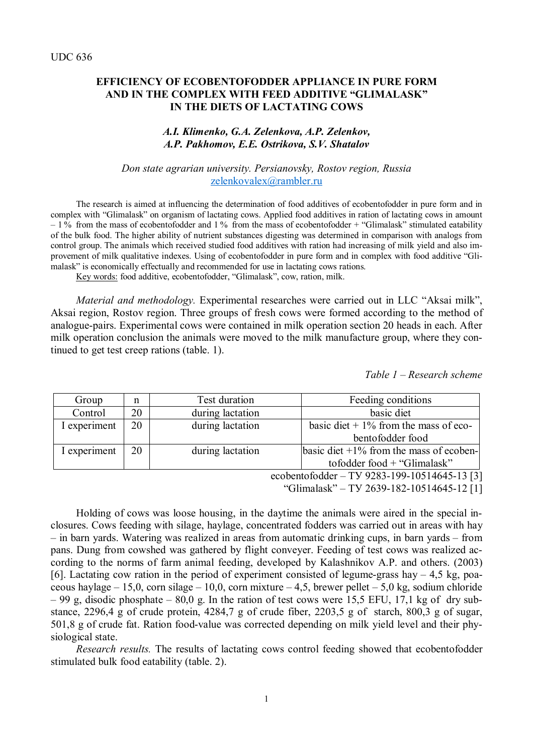UDC 636

# EFFICIENCY OF ECOBENTOFODDER APPLIANCE IN PURE FORM AND IN THE COMPLEX WITH FEED ADDITIVE "GLIMALASK" IN THE DIETS OF LACTATING COWS

***A.I. Klimenko, G.A. Zelenkova, A.P. Zelenkov, A.P. Pakhomov, E.E. Ostrikova, S.V. Shatalov***

*Don state agrarian university. Persianovsky, Rostov region, Russia*
zelenkovalex@rambler.ru

The research is aimed at influencing the determination of food additives of ecobentofodder in pure form and in complex with "Glimalask" on organism of lactating cows. Applied food additives in ration of lactating cows in amount – 1 % from the mass of ecobentofodder and 1 % from the mass of ecobentofodder + "Glimalask" stimulated eatability of the bulk food. The higher ability of nutrient substances digesting was determined in comparison with analogs from control group. The animals which received studied food additives with ration had increasing of milk yield and also improvement of milk qualitative indexes. Using of ecobentofodder in pure form and in complex with food additive "Glimalask" is economically effectually and recommended for use in lactating cows rations.

Key words: food additive, ecobentofodder, "Glimalask", cow, ration, milk.

*Material and methodology.* Experimental researches were carried out in LLC "Aksai milk", Aksai region, Rostov region. Three groups of fresh cows were formed according to the method of analogue-pairs. Experimental cows were contained in milk operation section 20 heads in each. After milk operation conclusion the animals were moved to the milk manufacture group, where they continued to get test creep rations (table. 1).

*Table 1 – Research scheme*

| Group | n | Test duration | Feeding conditions |
|---|---|---|---|
| Control | 20 | during lactation | basic diet |
| I experiment | 20 | during lactation | basic diet + 1% from the mass of ecobentofodder food |
| I experiment | 20 | during lactation | basic diet +1% from the mass of ecobentofodder food + "Glimalask" |

ecobentofodder – ТУ 9283-199-10514645-13 [3]
"Glimalask" – ТУ 2639-182-10514645-12 [1]

Holding of cows was loose housing, in the daytime the animals were aired in the special inclosures. Cows feeding with silage, haylage, concentrated fodders was carried out in areas with hay – in barn yards. Watering was realized in areas from automatic drinking cups, in barn yards – from pans. Dung from cowshed was gathered by flight conveyer. Feeding of test cows was realized according to the norms of farm animal feeding, developed by Kalashnikov A.P. and others. (2003) [6]. Lactating cow ration in the period of experiment consisted of legume-grass hay – 4,5 kg, poaceous haylage – 15,0, corn silage – 10,0, corn mixture – 4,5, brewer pellet – 5,0 kg, sodium chloride – 99 g, disodic phosphate – 80,0 g. In the ration of test cows were 15,5 EFU, 17,1 kg of dry substance, 2296,4 g of crude protein, 4284,7 g of crude fiber, 2203,5 g of starch, 800,3 g of sugar, 501,8 g of crude fat. Ration food-value was corrected depending on milk yield level and their physiological state.

*Research results.* The results of lactating cows control feeding showed that ecobentofodder stimulated bulk food eatability (table. 2).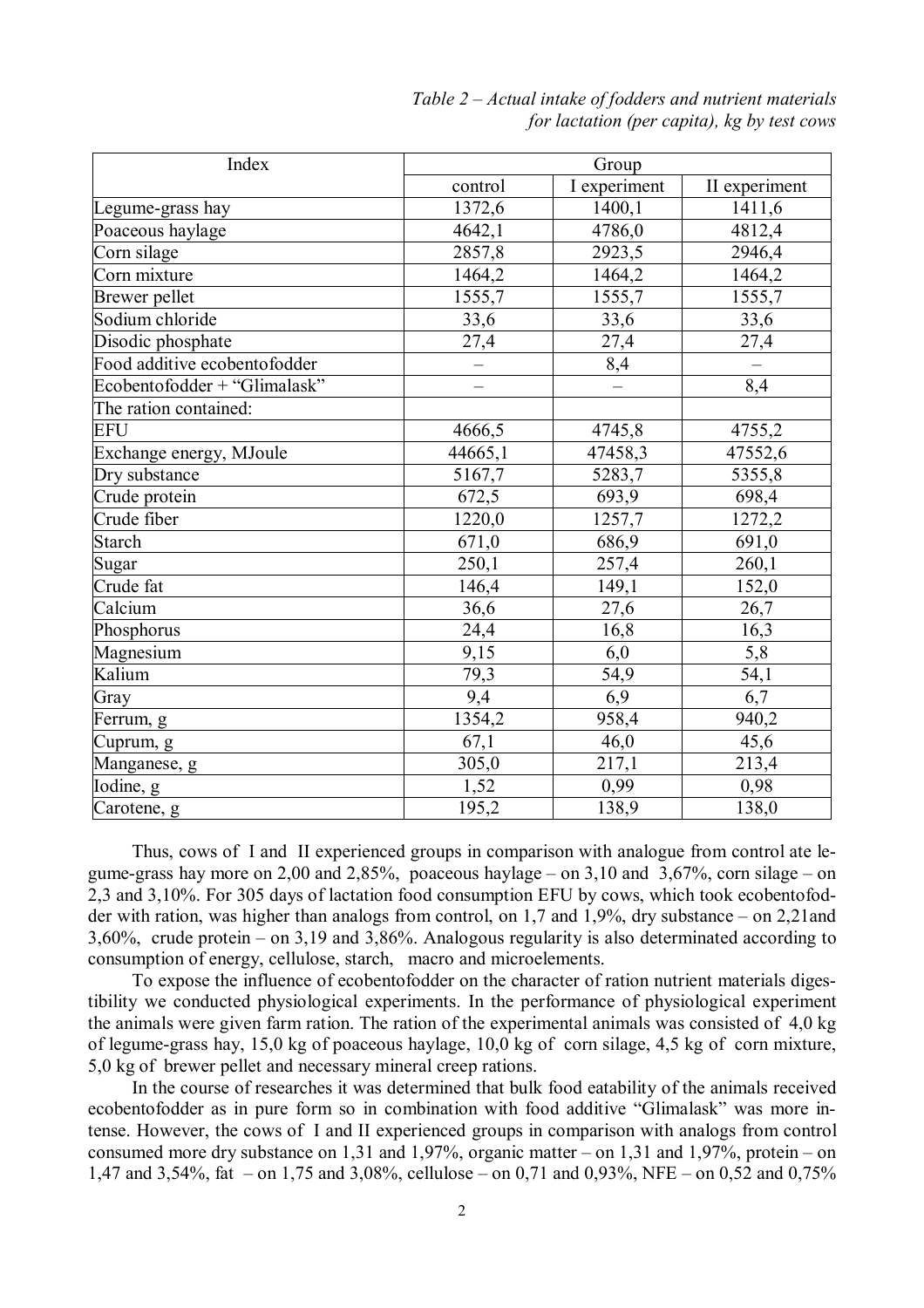*Table 2 – Actual intake of fodders and nutrient materials for lactation (per capita), kg by test cows*

| Index | Group | | |
|---|---|---|---|
| | control | I experiment | II experiment |
| Legume-grass hay | 1372,6 | 1400,1 | 1411,6 |
| Poaceous haylage | 4642,1 | 4786,0 | 4812,4 |
| Corn silage | 2857,8 | 2923,5 | 2946,4 |
| Corn mixture | 1464,2 | 1464,2 | 1464,2 |
| Brewer pellet | 1555,7 | 1555,7 | 1555,7 |
| Sodium chloride | 33,6 | 33,6 | 33,6 |
| Disodic phosphate | 27,4 | 27,4 | 27,4 |
| Food additive ecobentofodder | – | 8,4 | – |
| Ecobentofodder + "Glimalask" | – | – | 8,4 |
| The ration contained: | | | |
| EFU | 4666,5 | 4745,8 | 4755,2 |
| Exchange energy, MJoule | 44665,1 | 47458,3 | 47552,6 |
| Dry substance | 5167,7 | 5283,7 | 5355,8 |
| Crude protein | 672,5 | 693,9 | 698,4 |
| Crude fiber | 1220,0 | 1257,7 | 1272,2 |
| Starch | 671,0 | 686,9 | 691,0 |
| Sugar | 250,1 | 257,4 | 260,1 |
| Crude fat | 146,4 | 149,1 | 152,0 |
| Calcium | 36,6 | 27,6 | 26,7 |
| Phosphorus | 24,4 | 16,8 | 16,3 |
| Magnesium | 9,15 | 6,0 | 5,8 |
| Kalium | 79,3 | 54,9 | 54,1 |
| Gray | 9,4 | 6,9 | 6,7 |
| Ferrum, g | 1354,2 | 958,4 | 940,2 |
| Cuprum, g | 67,1 | 46,0 | 45,6 |
| Manganese, g | 305,0 | 217,1 | 213,4 |
| Iodine, g | 1,52 | 0,99 | 0,98 |
| Carotene, g | 195,2 | 138,9 | 138,0 |

Thus, cows of I and II experienced groups in comparison with analogue from control ate legume-grass hay more on 2,00 and 2,85%, poaceous haylage – on 3,10 and 3,67%, corn silage – on 2,3 and 3,10%. For 305 days of lactation food consumption EFU by cows, which took ecobentofodder with ration, was higher than analogs from control, on 1,7 and 1,9%, dry substance – on 2,21and 3,60%, crude protein – on 3,19 and 3,86%. Analogous regularity is also determinated according to consumption of energy, cellulose, starch, macro and microelements.

To expose the influence of ecobentofodder on the character of ration nutrient materials digestibility we conducted physiological experiments. In the performance of physiological experiment the animals were given farm ration. The ration of the experimental animals was consisted of 4,0 kg of legume-grass hay, 15,0 kg of poaceous haylage, 10,0 kg of corn silage, 4,5 kg of corn mixture, 5,0 kg of brewer pellet and necessary mineral creep rations.

In the course of researches it was determined that bulk food eatability of the animals received ecobentofodder as in pure form so in combination with food additive "Glimalask" was more intense. However, the cows of I and II experienced groups in comparison with analogs from control consumed more dry substance on 1,31 and 1,97%, organic matter – on 1,31 and 1,97%, protein – on 1,47 and 3,54%, fat – on 1,75 and 3,08%, cellulose – on 0,71 and 0,93%, NFE – on 0,52 and 0,75%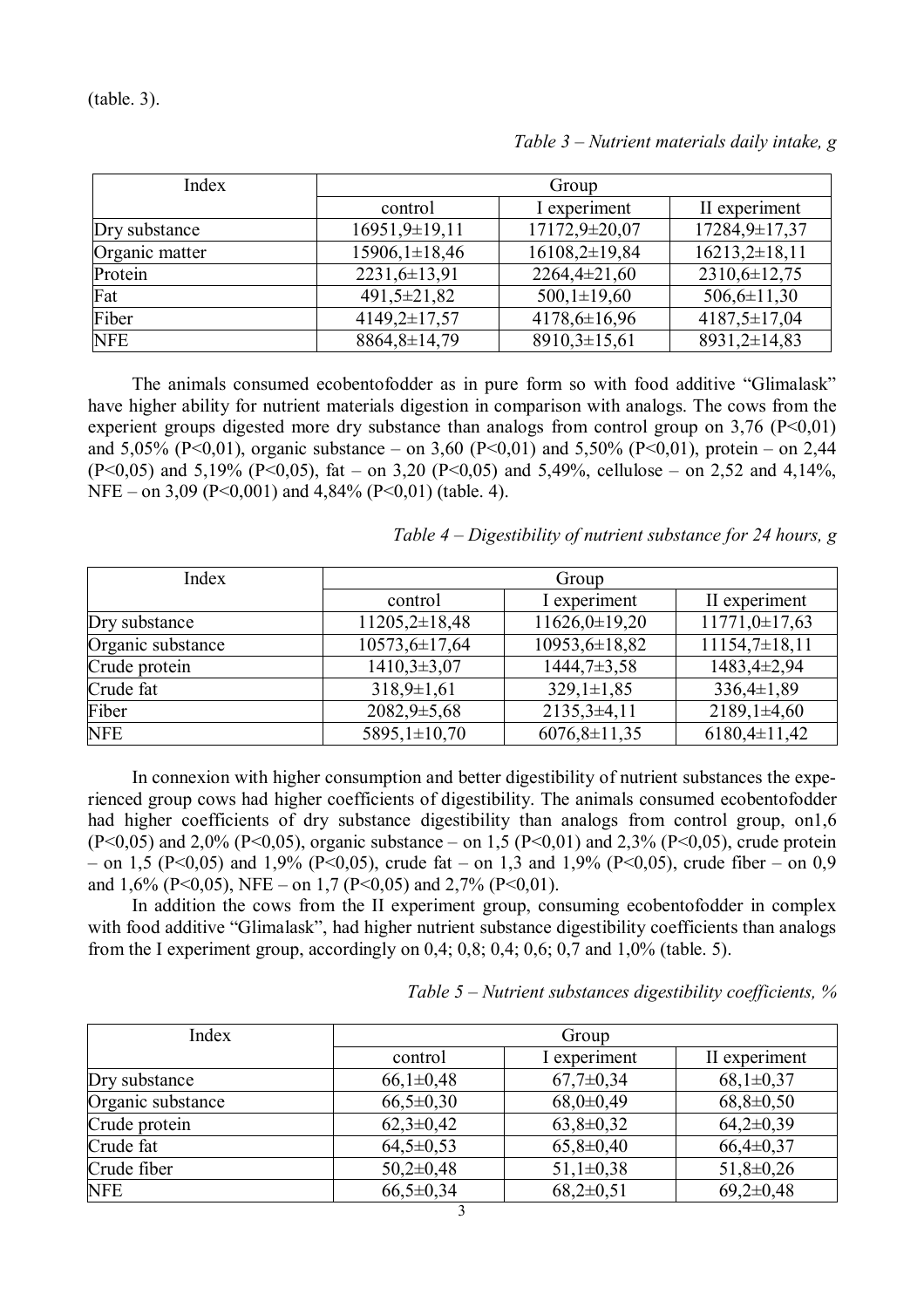(table. 3).

*Table 3 – Nutrient materials daily intake, g*

| Index | Group | | |
|---|---|---|---|
| | control | I experiment | II experiment |
| Dry substance | 16951,9±19,11 | 17172,9±20,07 | 17284,9±17,37 |
| Organic matter | 15906,1±18,46 | 16108,2±19,84 | 16213,2±18,11 |
| Protein | 2231,6±13,91 | 2264,4±21,60 | 2310,6±12,75 |
| Fat | 491,5±21,82 | 500,1±19,60 | 506,6±11,30 |
| Fiber | 4149,2±17,57 | 4178,6±16,96 | 4187,5±17,04 |
| NFE | 8864,8±14,79 | 8910,3±15,61 | 8931,2±14,83 |

The animals consumed ecobentofodder as in pure form so with food additive "Glimalask" have higher ability for nutrient materials digestion in comparison with analogs. The cows from the experient groups digested more dry substance than analogs from control group on 3,76 ($P<0,01$) and 5,05% ($P<0,01$), organic substance – on 3,60 ($P<0,01$) and 5,50% ($P<0,01$), protein – on 2,44 ($P<0,05$) and 5,19% ($P<0,05$), fat – on 3,20 ($P<0,05$) and 5,49%, cellulose – on 2,52 and 4,14%, NFE – on 3,09 ($P<0,001$) and 4,84% ($P<0,01$) (table. 4).

*Table 4 – Digestibility of nutrient substance for 24 hours, g*

| Index | Group | | |
|---|---|---|---|
| | control | I experiment | II experiment |
| Dry substance | 11205,2±18,48 | 11626,0±19,20 | 11771,0±17,63 |
| Organic substance | 10573,6±17,64 | 10953,6±18,82 | 11154,7±18,11 |
| Crude protein | 1410,3±3,07 | 1444,7±3,58 | 1483,4±2,94 |
| Crude fat | 318,9±1,61 | 329,1±1,85 | 336,4±1,89 |
| Fiber | 2082,9±5,68 | 2135,3±4,11 | 2189,1±4,60 |
| NFE | 5895,1±10,70 | 6076,8±11,35 | 6180,4±11,42 |

In connexion with higher consumption and better digestibility of nutrient substances the experienced group cows had higher coefficients of digestibility. The animals consumed ecobentofodder had higher coefficients of dry substance digestibility than analogs from control group, on1,6 ($P<0,05$) and 2,0% ($P<0,05$), organic substance – on 1,5 ($P<0,01$) and 2,3% ($P<0,05$), crude protein – on 1,5 ($P<0,05$) and 1,9% ($P<0,05$), crude fat – on 1,3 and 1,9% ($P<0,05$), crude fiber – on 0,9 and 1,6% ($P<0,05$), NFE – on 1,7 ($P<0,05$) and 2,7% ($P<0,01$).

In addition the cows from the II experiment group, consuming ecobentofodder in complex with food additive "Glimalask", had higher nutrient substance digestibility coefficients than analogs from the I experiment group, accordingly on 0,4; 0,8; 0,4; 0,6; 0,7 and 1,0% (table. 5).

*Table 5 – Nutrient substances digestibility coefficients, %*

| Index | Group | | |
|---|---|---|---|
| | control | I experiment | II experiment |
| Dry substance | 66,1±0,48 | 67,7±0,34 | 68,1±0,37 |
| Organic substance | 66,5±0,30 | 68,0±0,49 | 68,8±0,50 |
| Crude protein | 62,3±0,42 | 63,8±0,32 | 64,2±0,39 |
| Crude fat | 64,5±0,53 | 65,8±0,40 | 66,4±0,37 |
| Crude fiber | 50,2±0,48 | 51,1±0,38 | 51,8±0,26 |
| NFE | 66,5±0,34 | 68,2±0,51 | 69,2±0,48 |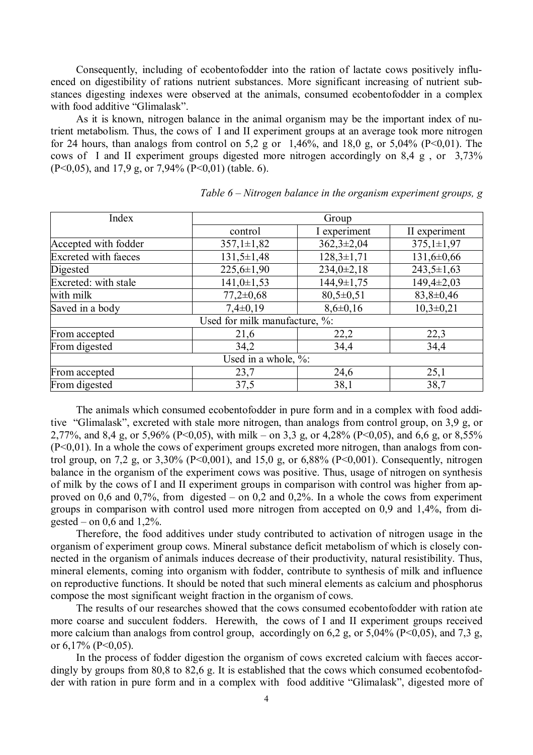Consequently, including of ecobentofodder into the ration of lactate cows positively influenced on digestibility of rations nutrient substances. More significant increasing of nutrient substances digesting indexes were observed at the animals, consumed ecobentofodder in a complex with food additive "Glimalask".

As it is known, nitrogen balance in the animal organism may be the important index of nutrient metabolism. Thus, the cows of I and II experiment groups at an average took more nitrogen for 24 hours, than analogs from control on 5,2 g or 1,46%, and 18,0 g, or 5,04% (P<0,01). The cows of I and II experiment groups digested more nitrogen accordingly on 8,4 g , or 3,73% (P<0,05), and 17,9 g, or 7,94% (P<0,01) (table. 6).

*Table 6 – Nitrogen balance in the organism experiment groups, g*

| Index | Group | | |
|---|---|---|---|
| | control | I experiment | II experiment |
| Accepted with fodder | 357,1±1,82 | 362,3±2,04 | 375,1±1,97 |
| Excreted with faeces | 131,5±1,48 | 128,3±1,71 | 131,6±0,66 |
| Digested | 225,6±1,90 | 234,0±2,18 | 243,5±1,63 |
| Excreted: with stale | 141,0±1,53 | 144,9±1,75 | 149,4±2,03 |
| with milk | 77,2±0,68 | 80,5±0,51 | 83,8±0,46 |
| Saved in a body | 7,4±0,19 | 8,6±0,16 | 10,3±0,21 |
| Used for milk manufacture, %: | | | |
| From accepted | 21,6 | 22,2 | 22,3 |
| From digested | 34,2 | 34,4 | 34,4 |
| Used in a whole, %: | | | |
| From accepted | 23,7 | 24,6 | 25,1 |
| From digested | 37,5 | 38,1 | 38,7 |

The animals which consumed ecobentofodder in pure form and in a complex with food additive "Glimalask", excreted with stale more nitrogen, than analogs from control group, on 3,9 g, or 2,77%, and 8,4 g, or 5,96% (P<0,05), with milk – on 3,3 g, or 4,28% (P<0,05), and 6,6 g, or 8,55% (P<0,01). In a whole the cows of experiment groups excreted more nitrogen, than analogs from control group, on 7,2 g, or 3,30% (P<0,001), and 15,0 g, or 6,88% (P<0,001). Consequently, nitrogen balance in the organism of the experiment cows was positive. Thus, usage of nitrogen on synthesis of milk by the cows of I and II experiment groups in comparison with control was higher from approved on 0,6 and 0,7%, from digested – on 0,2 and 0,2%. In a whole the cows from experiment groups in comparison with control used more nitrogen from accepted on 0,9 and 1,4%, from digested – on 0,6 and 1,2%.

Therefore, the food additives under study contributed to activation of nitrogen usage in the organism of experiment group cows. Mineral substance deficit metabolism of which is closely connected in the organism of animals induces decrease of their productivity, natural resistibility. Thus, mineral elements, coming into organism with fodder, contribute to synthesis of milk and influence on reproductive functions. It should be noted that such mineral elements as calcium and phosphorus compose the most significant weight fraction in the organism of cows.

The results of our researches showed that the cows consumed ecobentofodder with ration ate more coarse and succulent fodders. Herewith, the cows of I and II experiment groups received more calcium than analogs from control group, accordingly on 6,2 g, or 5,04% (P<0,05), and 7,3 g, or 6,17% (P<0,05).

In the process of fodder digestion the organism of cows excreted calcium with faeces accordingly by groups from 80,8 to 82,6 g. It is established that the cows which consumed ecobentofodder with ration in pure form and in a complex with food additive "Glimalask", digested more of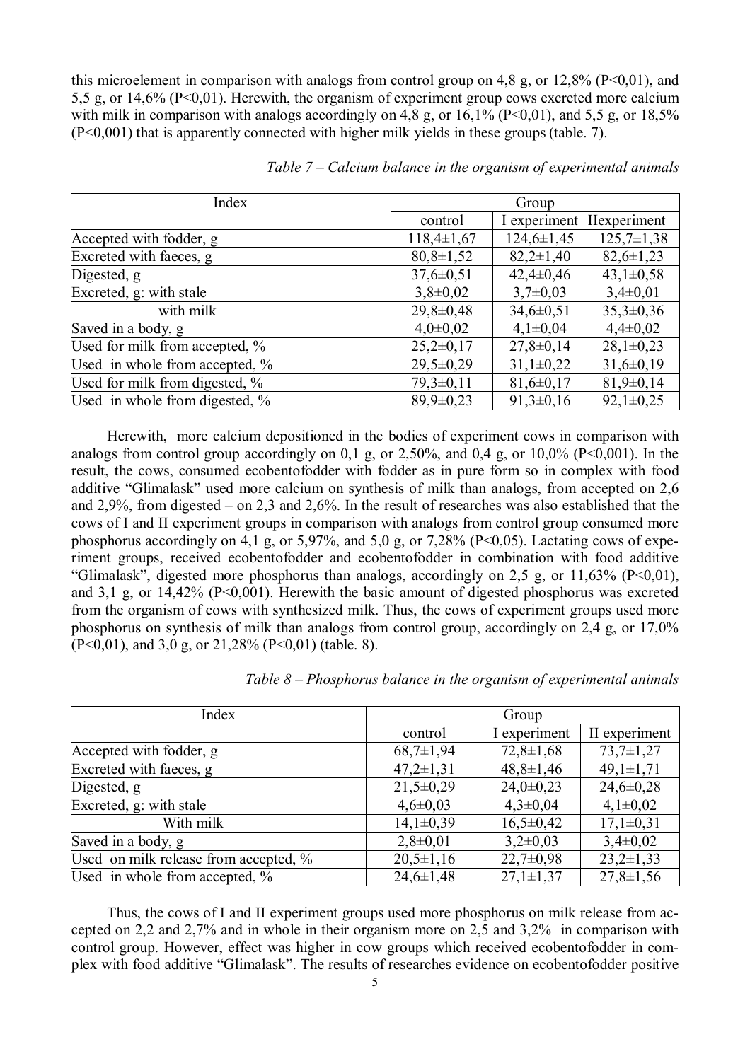this microelement in comparison with analogs from control group on 4,8 g, or 12,8% (P<0,01), and 5,5 g, or 14,6% (P<0,01). Herewith, the organism of experiment group cows excreted more calcium with milk in comparison with analogs accordingly on 4,8 g, or 16,1% (P<0,01), and 5,5 g, or 18,5% (P<0,001) that is apparently connected with higher milk yields in these groups (table. 7).

*Table 7 – Calcium balance in the organism of experimental animals*

| Index | Group | | |
|---|---|---|---|
| | control | I experiment | IIexperiment |
| Accepted with fodder, g | 118,4±1,67 | 124,6±1,45 | 125,7±1,38 |
| Excreted with faeces, g | 80,8±1,52 | 82,2±1,40 | 82,6±1,23 |
| Digested, g | 37,6±0,51 | 42,4±0,46 | 43,1±0,58 |
| Excreted, g: with stale | 3,8±0,02 | 3,7±0,03 | 3,4±0,01 |
| with milk | 29,8±0,48 | 34,6±0,51 | 35,3±0,36 |
| Saved in a body, g | 4,0±0,02 | 4,1±0,04 | 4,4±0,02 |
| Used for milk from accepted, % | 25,2±0,17 | 27,8±0,14 | 28,1±0,23 |
| Used in whole from accepted, % | 29,5±0,29 | 31,1±0,22 | 31,6±0,19 |
| Used for milk from digested, % | 79,3±0,11 | 81,6±0,17 | 81,9±0,14 |
| Used in whole from digested, % | 89,9±0,23 | 91,3±0,16 | 92,1±0,25 |

Herewith, more calcium depositioned in the bodies of experiment cows in comparison with analogs from control group accordingly on 0,1 g, or 2,50%, and 0,4 g, or 10,0% (P<0,001). In the result, the cows, consumed ecobentofodder with fodder as in pure form so in complex with food additive "Glimalask" used more calcium on synthesis of milk than analogs, from accepted on 2,6 and 2,9%, from digested – on 2,3 and 2,6%. In the result of researches was also established that the cows of I and II experiment groups in comparison with analogs from control group consumed more phosphorus accordingly on 4,1 g, or 5,97%, and 5,0 g, or 7,28% (P<0,05). Lactating cows of experiment groups, received ecobentofodder and ecobentofodder in combination with food additive "Glimalask", digested more phosphorus than analogs, accordingly on 2,5 g, or 11,63% (P<0,01), and 3,1 g, or 14,42% (P<0,001). Herewith the basic amount of digested phosphorus was excreted from the organism of cows with synthesized milk. Thus, the cows of experiment groups used more phosphorus on synthesis of milk than analogs from control group, accordingly on 2,4 g, or 17,0% (P<0,01), and 3,0 g, or 21,28% (P<0,01) (table. 8).

*Table 8 – Phosphorus balance in the organism of experimental animals*

| Index | Group | | |
|---|---|---|---|
| | control | I experiment | II experiment |
| Accepted with fodder, g | 68,7±1,94 | 72,8±1,68 | 73,7±1,27 |
| Excreted with faeces, g | 47,2±1,31 | 48,8±1,46 | 49,1±1,71 |
| Digested, g | 21,5±0,29 | 24,0±0,23 | 24,6±0,28 |
| Excreted, g: with stale | 4,6±0,03 | 4,3±0,04 | 4,1±0,02 |
| With milk | 14,1±0,39 | 16,5±0,42 | 17,1±0,31 |
| Saved in a body, g | 2,8±0,01 | 3,2±0,03 | 3,4±0,02 |
| Used on milk release from accepted, % | 20,5±1,16 | 22,7±0,98 | 23,2±1,33 |
| Used in whole from accepted, % | 24,6±1,48 | 27,1±1,37 | 27,8±1,56 |

Thus, the cows of I and II experiment groups used more phosphorus on milk release from accepted on 2,2 and 2,7% and in whole in their organism more on 2,5 and 3,2% in comparison with control group. However, effect was higher in cow groups which received ecobentofodder in complex with food additive "Glimalask". The results of researches evidence on ecobentofodder positive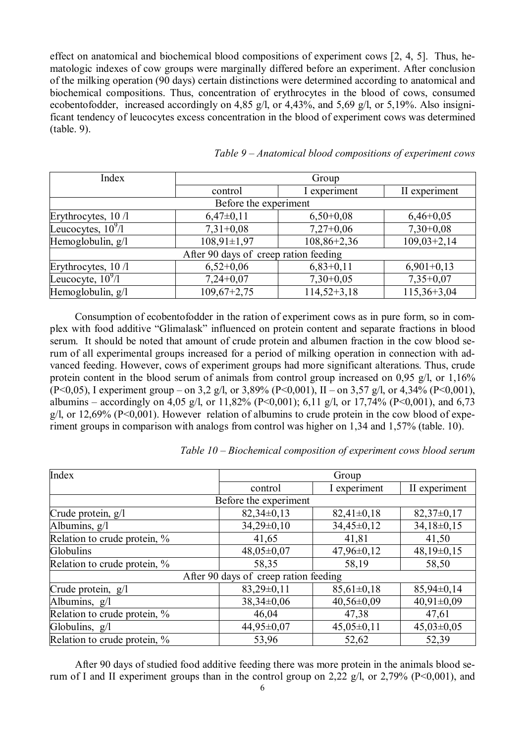effect on anatomical and biochemical blood compositions of experiment cows [2, 4, 5]. Thus, hematologic indexes of cow groups were marginally differed before an experiment. After conclusion of the milking operation (90 days) certain distinctions were determined according to anatomical and biochemical compositions. Thus, concentration of erythrocytes in the blood of cows, consumed ecobentofodder, increased accordingly on 4,85 g/l, or 4,43%, and 5,69 g/l, or 5,19%. Also insignificant tendency of leucocytes excess concentration in the blood of experiment cows was determined (table. 9).

*Table 9 – Anatomical blood compositions of experiment cows*

| Index | Group | | |
|---|---|---|---|
| | control | I experiment | II experiment |
| Before the experiment | | | |
| Erythrocytes, 10 /l | 6,47±0,11 | 6,50+0,08 | 6,46+0,05 |
| Leucocytes, $10^9$/l | 7,31+0,08 | 7,27+0,06 | 7,30+0,08 |
| Hemoglobulin, g/l | 108,91±1,97 | 108,86+2,36 | 109,03+2,14 |
| After 90 days of creep ration feeding | | | |
| Erythrocytes, 10 /l | 6,52+0,06 | 6,83+0,11 | 6,901+0,13 |
| Leucocyte, $10^9$/l | 7,24+0,07 | 7,30+0,05 | 7,35+0,07 |
| Hemoglobulin, g/l | 109,67+2,75 | 114,52+3,18 | 115,36+3,04 |

Consumption of ecobentofodder in the ration of experiment cows as in pure form, so in complex with food additive "Glimalask" influenced on protein content and separate fractions in blood serum. It should be noted that amount of crude protein and albumen fraction in the cow blood serum of all experimental groups increased for a period of milking operation in connection with advanced feeding. However, cows of experiment groups had more significant alterations. Thus, crude protein content in the blood serum of animals from control group increased on 0,95 g/l, or 1,16% ($P<0,05$), I experiment group – on 3,2 g/l, or 3,89% ($P<0,001$), II – on 3,57 g/l, or 4,34% ($P<0,001$), albumins – accordingly on 4,05 g/l, or 11,82% ($P<0,001$); 6,11 g/l, or 17,74% ($P<0,001$), and 6,73 g/l, or 12,69% ($P<0,001$). However relation of albumins to crude protein in the cow blood of experiment groups in comparison with analogs from control was higher on 1,34 and 1,57% (table. 10).

*Table 10 – Biochemical composition of experiment cows blood serum*

| Index | Group | | |
|---|---|---|---|
| | control | I experiment | II experiment |
| Before the experiment | | | |
| Crude protein, g/l | 82,34±0,13 | 82,41±0,18 | 82,37±0,17 |
| Albumins, g/l | 34,29±0,10 | 34,45±0,12 | 34,18±0,15 |
| Relation to crude protein, % | 41,65 | 41,81 | 41,50 |
| Globulins | 48,05±0,07 | 47,96±0,12 | 48,19±0,15 |
| Relation to crude protein, % | 58,35 | 58,19 | 58,50 |
| After 90 days of creep ration feeding | | | |
| Crude protein, g/l | 83,29±0,11 | 85,61±0,18 | 85,94±0,14 |
| Albumins, g/l | 38,34±0,06 | 40,56±0,09 | 40,91±0,09 |
| Relation to crude protein, % | 46,04 | 47,38 | 47,61 |
| Globulins, g/l | 44,95±0,07 | 45,05±0,11 | 45,03±0,05 |
| Relation to crude protein, % | 53,96 | 52,62 | 52,39 |

After 90 days of studied food additive feeding there was more protein in the animals blood serum of I and II experiment groups than in the control group on 2,22 g/l, or 2,79% ($P<0,001$), and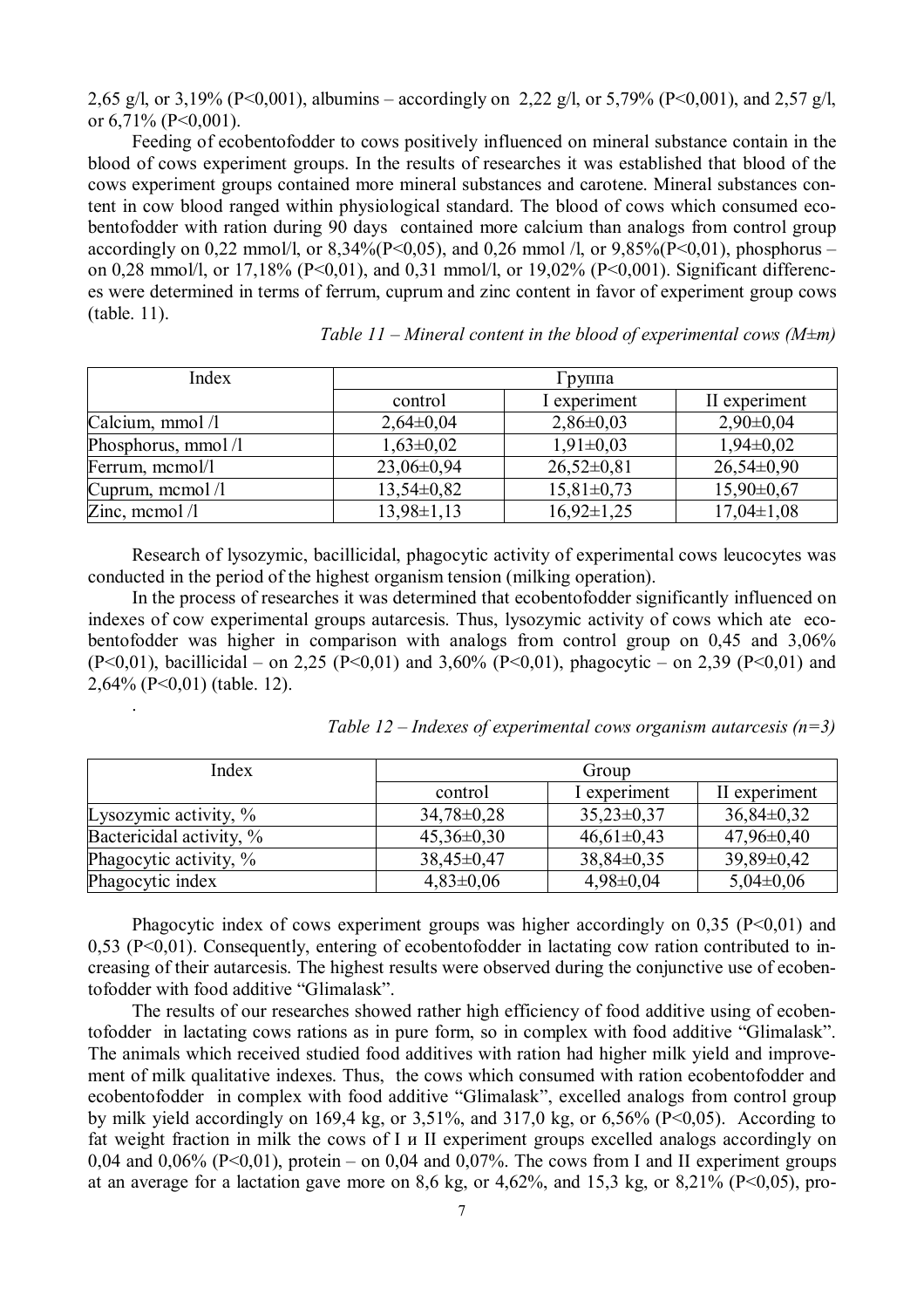2,65 g/l, or 3,19% (P<0,001), albumins – accordingly on 2,22 g/l, or 5,79% (P<0,001), and 2,57 g/l, or 6,71% (P<0,001).

Feeding of ecobentofodder to cows positively influenced on mineral substance contain in the blood of cows experiment groups. In the results of researches it was established that blood of the cows experiment groups contained more mineral substances and carotene. Mineral substances content in cow blood ranged within physiological standard. The blood of cows which consumed ecobentofodder with ration during 90 days contained more calcium than analogs from control group accordingly on 0,22 mmol/l, or 8,34%(P<0,05), and 0,26 mmol /l, or 9,85%(P<0,01), phosphorus – on 0,28 mmol/l, or 17,18% (P<0,01), and 0,31 mmol/l, or 19,02% (P<0,001). Significant differences were determined in terms of ferrum, cuprum and zinc content in favor of experiment group cows (table. 11).

*Table 11 – Mineral content in the blood of experimental cows (M±m)*

| Index | Группа | | |
|---|---|---|---|
| | control | I experiment | II experiment |
| Calcium, mmol /l | 2,64±0,04 | 2,86±0,03 | 2,90±0,04 |
| Phosphorus, mmol /l | 1,63±0,02 | 1,91±0,03 | 1,94±0,02 |
| Ferrum, mcmol/l | 23,06±0,94 | 26,52±0,81 | 26,54±0,90 |
| Cuprum, mcmol /l | 13,54±0,82 | 15,81±0,73 | 15,90±0,67 |
| Zinc, mcmol /l | 13,98±1,13 | 16,92±1,25 | 17,04±1,08 |

Research of lysozymic, bacillicidal, phagocytic activity of experimental cows leucocytes was conducted in the period of the highest organism tension (milking operation).

In the process of researches it was determined that ecobentofodder significantly influenced on indexes of cow experimental groups autarcesis. Thus, lysozymic activity of cows which ate ecobentofodder was higher in comparison with analogs from control group on 0,45 and 3,06% (P<0,01), bacillicidal – on 2,25 (P<0,01) and 3,60% (P<0,01), phagocytic – on 2,39 (P<0,01) and 2,64% (P<0,01) (table. 12).

.

*Table 12 – Indexes of experimental cows organism autarcesis (n=3)*

| Index | Group | | |
|---|---|---|---|
| | control | I experiment | II experiment |
| Lysozymic activity, % | 34,78±0,28 | 35,23±0,37 | 36,84±0,32 |
| Bactericidal activity, % | 45,36±0,30 | 46,61±0,43 | 47,96±0,40 |
| Phagocytic activity, % | 38,45±0,47 | 38,84±0,35 | 39,89±0,42 |
| Phagocytic index | 4,83±0,06 | 4,98±0,04 | 5,04±0,06 |

Phagocytic index of cows experiment groups was higher accordingly on 0,35 (P<0,01) and 0,53 (P<0,01). Consequently, entering of ecobentofodder in lactating cow ration contributed to increasing of their autarcesis. The highest results were observed during the conjunctive use of ecobentofodder with food additive "Glimalask".

The results of our researches showed rather high efficiency of food additive using of ecobentofodder in lactating cows rations as in pure form, so in complex with food additive "Glimalask". The animals which received studied food additives with ration had higher milk yield and improvement of milk qualitative indexes. Thus, the cows which consumed with ration ecobentofodder and ecobentofodder in complex with food additive "Glimalask", excelled analogs from control group by milk yield accordingly on 169,4 kg, or 3,51%, and 317,0 kg, or 6,56% (P<0,05). According to fat weight fraction in milk the cows of I и II experiment groups excelled analogs accordingly on 0,04 and 0,06% (P<0,01), protein – on 0,04 and 0,07%. The cows from I and II experiment groups at an average for a lactation gave more on 8,6 kg, or 4,62%, and 15,3 kg, or 8,21% (P<0,05), pro-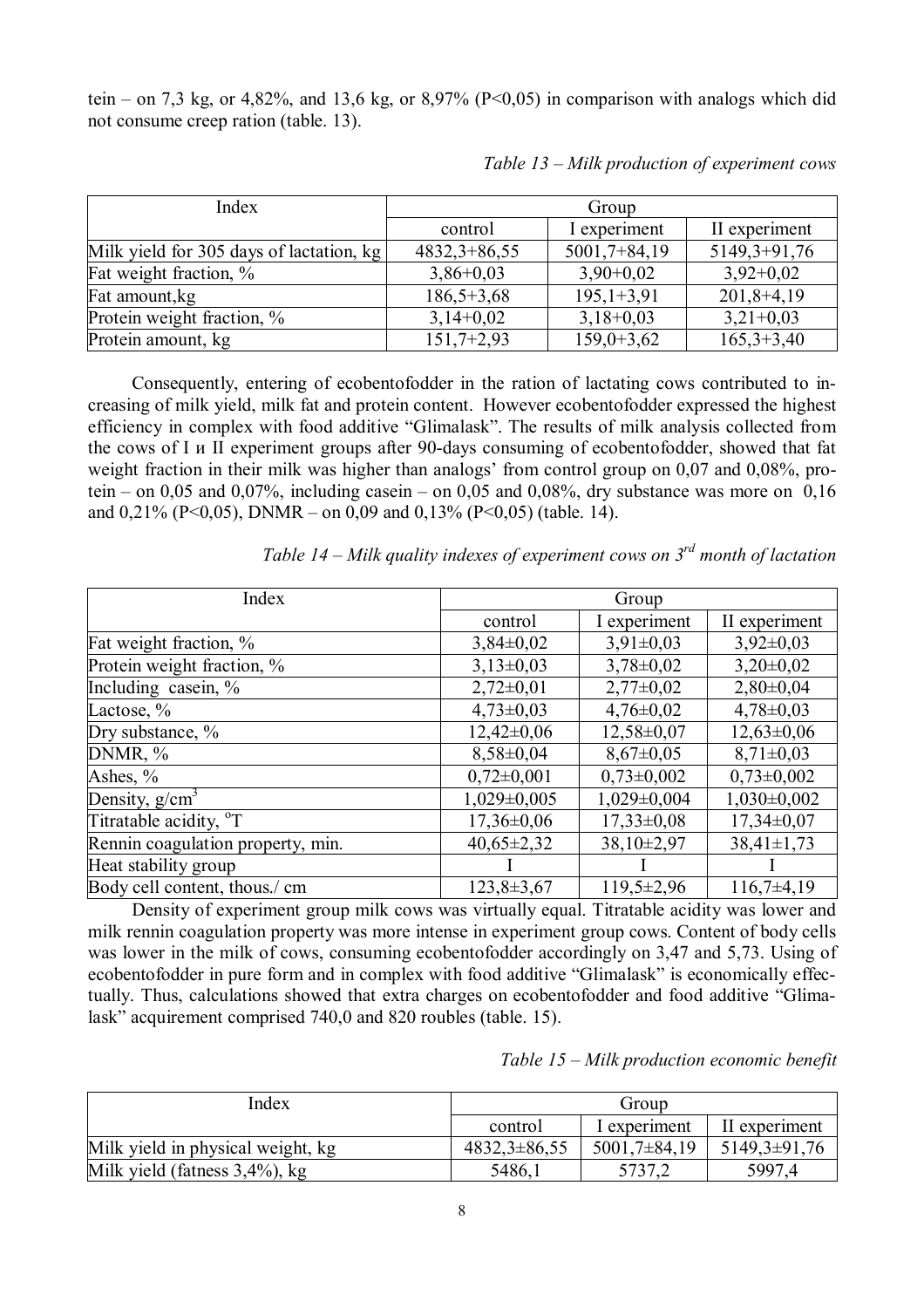tein – on 7,3 kg, or 4,82%, and 13,6 kg, or 8,97% (P<0,05) in comparison with analogs which did not consume creep ration (table. 13).

*Table 13 – Milk production of experiment cows*

| Index | Group | | |
|---|---|---|---|
| | control | I experiment | II experiment |
| Milk yield for 305 days of lactation, kg | 4832,3+86,55 | 5001,7+84,19 | 5149,3+91,76 |
| Fat weight fraction, % | 3,86+0,03 | 3,90+0,02 | 3,92+0,02 |
| Fat amount,kg | 186,5+3,68 | 195,1+3,91 | 201,8+4,19 |
| Protein weight fraction, % | 3,14+0,02 | 3,18+0,03 | 3,21+0,03 |
| Protein amount, kg | 151,7+2,93 | 159,0+3,62 | 165,3+3,40 |

Consequently, entering of ecobentofodder in the ration of lactating cows contributed to increasing of milk yield, milk fat and protein content. However ecobentofodder expressed the highest efficiency in complex with food additive "Glimalask". The results of milk analysis collected from the cows of I и II experiment groups after 90-days consuming of ecobentofodder, showed that fat weight fraction in their milk was higher than analogs' from control group on 0,07 and 0,08%, protein – on 0,05 and 0,07%, including casein – on 0,05 and 0,08%, dry substance was more on 0,16 and 0,21% (P<0,05), DNMR – on 0,09 and 0,13% (P<0,05) (table. 14).

*Table 14 – Milk quality indexes of experiment cows on 3[rd] month of lactation*

| Index | Group | | |
|---|---|---|---|
| | control | I experiment | II experiment |
| Fat weight fraction, % | 3,84±0,02 | 3,91±0,03 | 3,92±0,03 |
| Protein weight fraction, % | 3,13±0,03 | 3,78±0,02 | 3,20±0,02 |
| Including casein, % | 2,72±0,01 | 2,77±0,02 | 2,80±0,04 |
| Lactose, % | 4,73±0,03 | 4,76±0,02 | 4,78±0,03 |
| Dry substance, % | 12,42±0,06 | 12,58±0,07 | 12,63±0,06 |
| DNMR, % | 8,58±0,04 | 8,67±0,05 | 8,71±0,03 |
| Ashes, % | 0,72±0,001 | 0,73±0,002 | 0,73±0,002 |
| Density, g/cm$^3$ | 1,029±0,005 | 1,029±0,004 | 1,030±0,002 |
| Titratable acidity, °T | 17,36±0,06 | 17,33±0,08 | 17,34±0,07 |
| Rennin coagulation property, min. | 40,65±2,32 | 38,10±2,97 | 38,41±1,73 |
| Heat stability group | I | I | I |
| Body cell content, thous./ cm | 123,8±3,67 | 119,5±2,96 | 116,7±4,19 |

Density of experiment group milk cows was virtually equal. Titratable acidity was lower and milk rennin coagulation property was more intense in experiment group cows. Content of body cells was lower in the milk of cows, consuming ecobentofodder accordingly on 3,47 and 5,73. Using of ecobentofodder in pure form and in complex with food additive "Glimalask" is economically effectually. Thus, calculations showed that extra charges on ecobentofodder and food additive "Glimalask" acquirement comprised 740,0 and 820 roubles (table. 15).

*Table 15 – Milk production economic benefit*

| Index | Group | | |
|---|---|---|---|
| | control | I experiment | II experiment |
| Milk yield in physical weight, kg | 4832,3±86,55 | 5001,7±84,19 | 5149,3±91,76 |
| Milk yield (fatness 3,4%), kg | 5486,1 | 5737,2 | 5997,4 |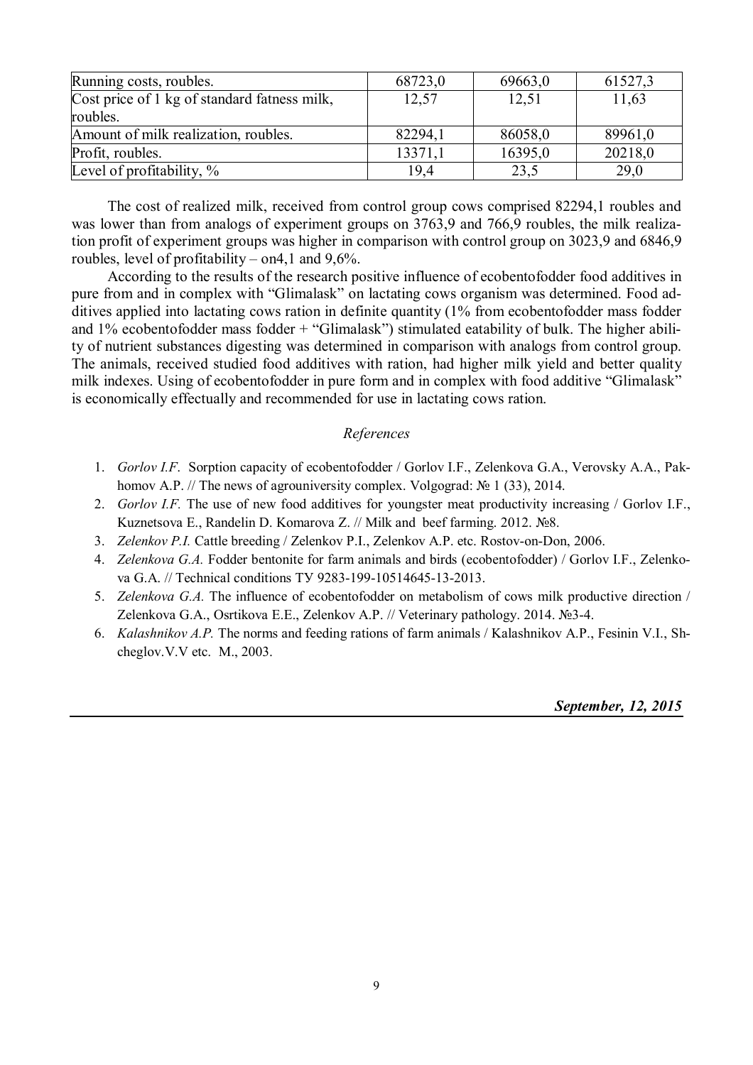| | | | |
|---|---|---|---|
| Running costs, roubles. | 68723,0 | 69663,0 | 61527,3 |
| Cost price of 1 kg of standard fatness milk, roubles. | 12,57 | 12,51 | 11,63 |
| Amount of milk realization, roubles. | 82294,1 | 86058,0 | 89961,0 |
| Profit, roubles. | 13371,1 | 16395,0 | 20218,0 |
| Level of profitability, % | 19,4 | 23,5 | 29,0 |

The cost of realized milk, received from control group cows comprised 82294,1 roubles and was lower than from analogs of experiment groups on 3763,9 and 766,9 roubles, the milk realization profit of experiment groups was higher in comparison with control group on 3023,9 and 6846,9 roubles, level of profitability – on4,1 and 9,6%.

According to the results of the research positive influence of ecobentofodder food additives in pure from and in complex with "Glimalask" on lactating cows organism was determined. Food additives applied into lactating cows ration in definite quantity (1% from ecobentofodder mass fodder and 1% ecobentofodder mass fodder + "Glimalask") stimulated eatability of bulk. The higher ability of nutrient substances digesting was determined in comparison with analogs from control group. The animals, received studied food additives with ration, had higher milk yield and better quality milk indexes. Using of ecobentofodder in pure form and in complex with food additive "Glimalask" is economically effectually and recommended for use in lactating cows ration.

## *References*

1. *Gorlov I.F.* Sorption capacity of ecobentofodder / Gorlov I.F., Zelenkova G.A., Verovsky A.A., Pakhomov A.P. // The news of agrouniversity complex. Volgograd: № 1 (33), 2014.
2. *Gorlov I.F.* The use of new food additives for youngster meat productivity increasing / Gorlov I.F., Kuznetsova E., Randelin D. Komarova Z. // Milk and beef farming. 2012. №8.
3. *Zelenkov P.I.* Cattle breeding / Zelenkov P.I., Zelenkov A.P. etc. Rostov-on-Don, 2006.
4. *Zelenkova G.A.* Fodder bentonite for farm animals and birds (ecobentofodder) / Gorlov I.F., Zelenkova G.A. // Technical conditions ТУ 9283-199-10514645-13-2013.
5. *Zelenkova G.A.* The influence of ecobentofodder on metabolism of cows milk productive direction / Zelenkova G.A., Osrtikova E.E., Zelenkov A.P. // Veterinary pathology. 2014. №3-4.
6. *Kalashnikov A.P.* The norms and feeding rations of farm animals / Kalashnikov A.P., Fesinin V.I., Shcheglov.V.V etc. M., 2003.

***September, 12, 2015***